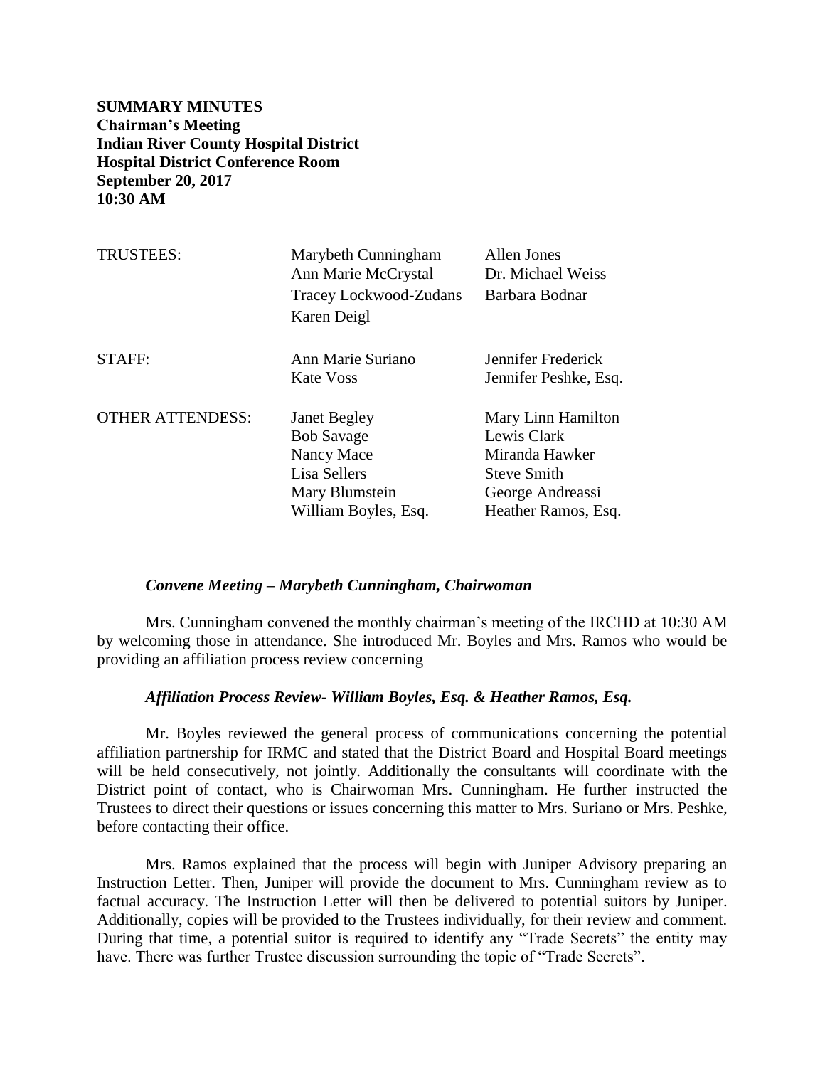**SUMMARY MINUTES**
**Chairman's Meeting**
**Indian River County Hospital District**
**Hospital District Conference Room**
**September 20, 2017**
**10:30 AM**

| | | |
|---|---|---|
| TRUSTEES: | Marybeth Cunningham | Allen Jones |
| | Ann Marie McCrystal | Dr. Michael Weiss |
| | Tracey Lockwood-Zudans | Barbara Bodnar |
| | Karen Deigl | |
| STAFF: | Ann Marie Suriano | Jennifer Frederick |
| | Kate Voss | Jennifer Peshke, Esq. |
| OTHER ATTENDESS: | Janet Begley | Mary Linn Hamilton |
| | Bob Savage | Lewis Clark |
| | Nancy Mace | Miranda Hawker |
| | Lisa Sellers | Steve Smith |
| | Mary Blumstein | George Andreassi |
| | William Boyles, Esq. | Heather Ramos, Esq. |

***Convene Meeting – Marybeth Cunningham, Chairwoman***

Mrs. Cunningham convened the monthly chairman's meeting of the IRCHD at 10:30 AM by welcoming those in attendance. She introduced Mr. Boyles and Mrs. Ramos who would be providing an affiliation process review concerning

***Affiliation Process Review- William Boyles, Esq. & Heather Ramos, Esq.***

Mr. Boyles reviewed the general process of communications concerning the potential affiliation partnership for IRMC and stated that the District Board and Hospital Board meetings will be held consecutively, not jointly. Additionally the consultants will coordinate with the District point of contact, who is Chairwoman Mrs. Cunningham. He further instructed the Trustees to direct their questions or issues concerning this matter to Mrs. Suriano or Mrs. Peshke, before contacting their office.

Mrs. Ramos explained that the process will begin with Juniper Advisory preparing an Instruction Letter. Then, Juniper will provide the document to Mrs. Cunningham review as to factual accuracy. The Instruction Letter will then be delivered to potential suitors by Juniper. Additionally, copies will be provided to the Trustees individually, for their review and comment. During that time, a potential suitor is required to identify any "Trade Secrets" the entity may have. There was further Trustee discussion surrounding the topic of "Trade Secrets".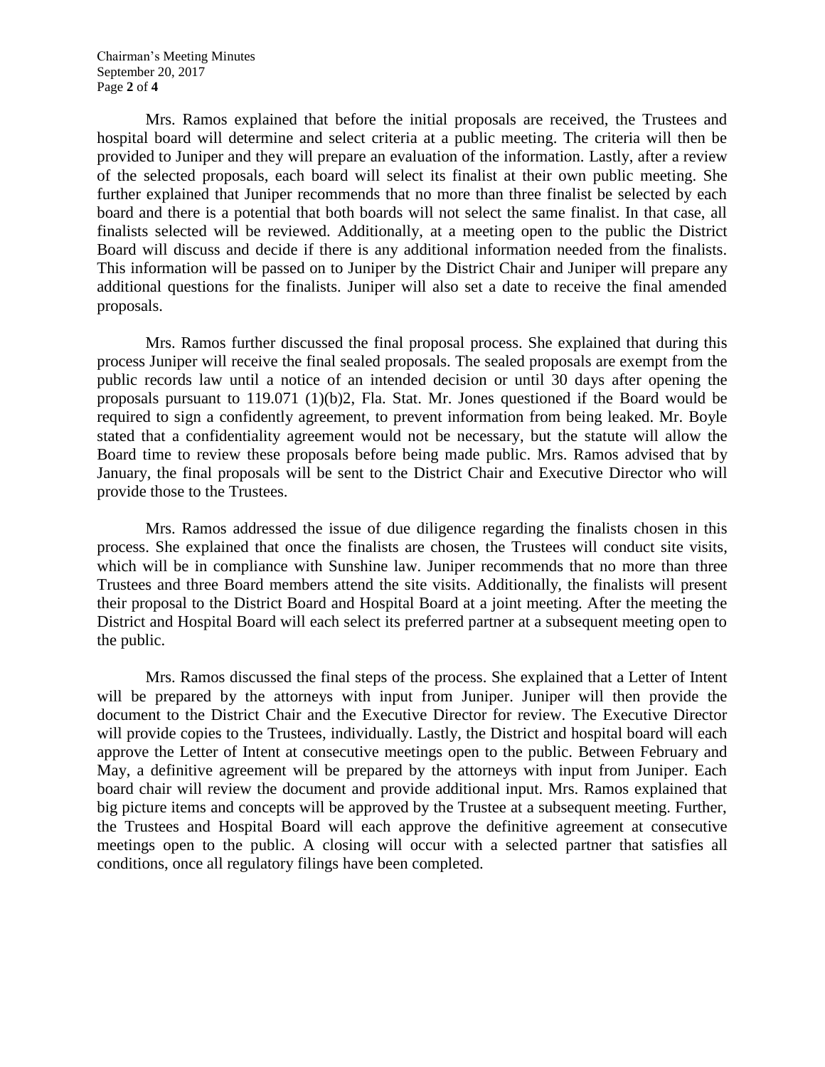Mrs. Ramos explained that before the initial proposals are received, the Trustees and hospital board will determine and select criteria at a public meeting. The criteria will then be provided to Juniper and they will prepare an evaluation of the information. Lastly, after a review of the selected proposals, each board will select its finalist at their own public meeting. She further explained that Juniper recommends that no more than three finalist be selected by each board and there is a potential that both boards will not select the same finalist. In that case, all finalists selected will be reviewed. Additionally, at a meeting open to the public the District Board will discuss and decide if there is any additional information needed from the finalists. This information will be passed on to Juniper by the District Chair and Juniper will prepare any additional questions for the finalists. Juniper will also set a date to receive the final amended proposals.

Mrs. Ramos further discussed the final proposal process. She explained that during this process Juniper will receive the final sealed proposals. The sealed proposals are exempt from the public records law until a notice of an intended decision or until 30 days after opening the proposals pursuant to 119.071 (1)(b)2, Fla. Stat. Mr. Jones questioned if the Board would be required to sign a confidently agreement, to prevent information from being leaked. Mr. Boyle stated that a confidentiality agreement would not be necessary, but the statute will allow the Board time to review these proposals before being made public. Mrs. Ramos advised that by January, the final proposals will be sent to the District Chair and Executive Director who will provide those to the Trustees.

Mrs. Ramos addressed the issue of due diligence regarding the finalists chosen in this process. She explained that once the finalists are chosen, the Trustees will conduct site visits, which will be in compliance with Sunshine law. Juniper recommends that no more than three Trustees and three Board members attend the site visits. Additionally, the finalists will present their proposal to the District Board and Hospital Board at a joint meeting. After the meeting the District and Hospital Board will each select its preferred partner at a subsequent meeting open to the public.

Mrs. Ramos discussed the final steps of the process. She explained that a Letter of Intent will be prepared by the attorneys with input from Juniper. Juniper will then provide the document to the District Chair and the Executive Director for review. The Executive Director will provide copies to the Trustees, individually. Lastly, the District and hospital board will each approve the Letter of Intent at consecutive meetings open to the public. Between February and May, a definitive agreement will be prepared by the attorneys with input from Juniper. Each board chair will review the document and provide additional input. Mrs. Ramos explained that big picture items and concepts will be approved by the Trustee at a subsequent meeting. Further, the Trustees and Hospital Board will each approve the definitive agreement at consecutive meetings open to the public. A closing will occur with a selected partner that satisfies all conditions, once all regulatory filings have been completed.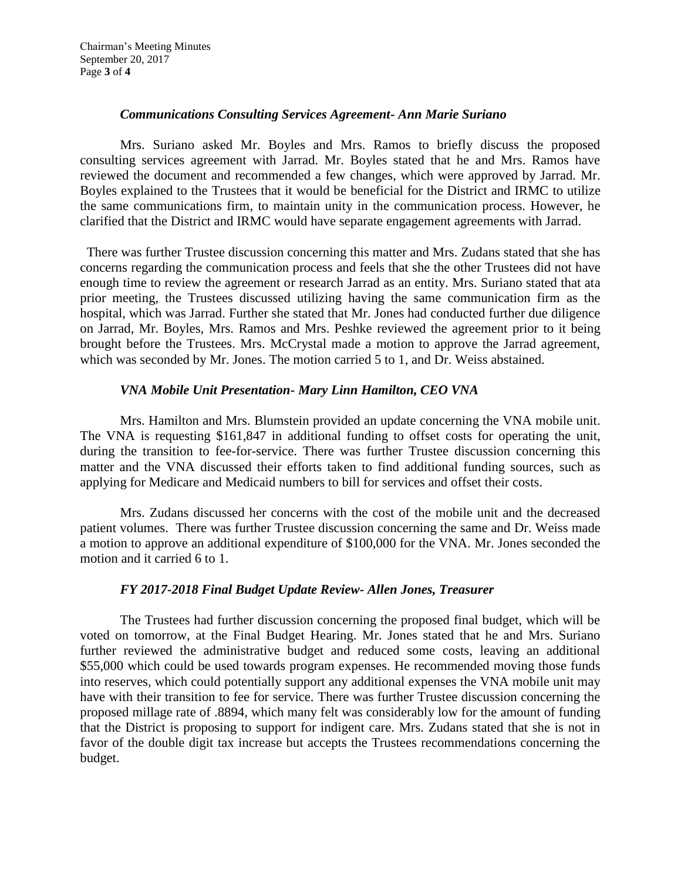### *Communications Consulting Services Agreement- Ann Marie Suriano*

Mrs. Suriano asked Mr. Boyles and Mrs. Ramos to briefly discuss the proposed consulting services agreement with Jarrad. Mr. Boyles stated that he and Mrs. Ramos have reviewed the document and recommended a few changes, which were approved by Jarrad. Mr. Boyles explained to the Trustees that it would be beneficial for the District and IRMC to utilize the same communications firm, to maintain unity in the communication process. However, he clarified that the District and IRMC would have separate engagement agreements with Jarrad.

There was further Trustee discussion concerning this matter and Mrs. Zudans stated that she has concerns regarding the communication process and feels that she the other Trustees did not have enough time to review the agreement or research Jarrad as an entity. Mrs. Suriano stated that ata prior meeting, the Trustees discussed utilizing having the same communication firm as the hospital, which was Jarrad. Further she stated that Mr. Jones had conducted further due diligence on Jarrad, Mr. Boyles, Mrs. Ramos and Mrs. Peshke reviewed the agreement prior to it being brought before the Trustees. Mrs. McCrystal made a motion to approve the Jarrad agreement, which was seconded by Mr. Jones. The motion carried 5 to 1, and Dr. Weiss abstained.

### *VNA Mobile Unit Presentation- Mary Linn Hamilton, CEO VNA*

Mrs. Hamilton and Mrs. Blumstein provided an update concerning the VNA mobile unit. The VNA is requesting $161,847 in additional funding to offset costs for operating the unit, during the transition to fee-for-service. There was further Trustee discussion concerning this matter and the VNA discussed their efforts taken to find additional funding sources, such as applying for Medicare and Medicaid numbers to bill for services and offset their costs.

Mrs. Zudans discussed her concerns with the cost of the mobile unit and the decreased patient volumes. There was further Trustee discussion concerning the same and Dr. Weiss made a motion to approve an additional expenditure of $100,000 for the VNA. Mr. Jones seconded the motion and it carried 6 to 1.

### *FY 2017-2018 Final Budget Update Review- Allen Jones, Treasurer*

The Trustees had further discussion concerning the proposed final budget, which will be voted on tomorrow, at the Final Budget Hearing. Mr. Jones stated that he and Mrs. Suriano further reviewed the administrative budget and reduced some costs, leaving an additional $55,000 which could be used towards program expenses. He recommended moving those funds into reserves, which could potentially support any additional expenses the VNA mobile unit may have with their transition to fee for service. There was further Trustee discussion concerning the proposed millage rate of .8894, which many felt was considerably low for the amount of funding that the District is proposing to support for indigent care. Mrs. Zudans stated that she is not in favor of the double digit tax increase but accepts the Trustees recommendations concerning the budget.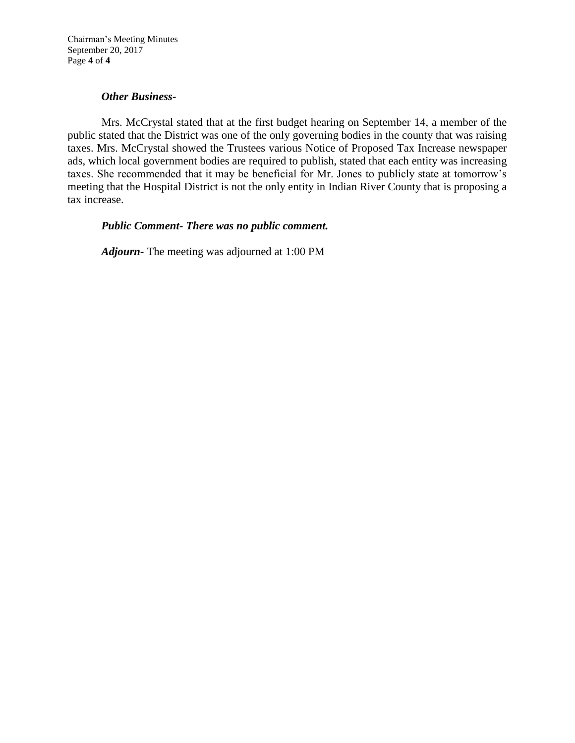***Other Business-***

Mrs. McCrystal stated that at the first budget hearing on September 14, a member of the public stated that the District was one of the only governing bodies in the county that was raising taxes. Mrs. McCrystal showed the Trustees various Notice of Proposed Tax Increase newspaper ads, which local government bodies are required to publish, stated that each entity was increasing taxes. She recommended that it may be beneficial for Mr. Jones to publicly state at tomorrow's meeting that the Hospital District is not the only entity in Indian River County that is proposing a tax increase.

***Public Comment- There was no public comment.***

***Adjourn-*** The meeting was adjourned at 1:00 PM